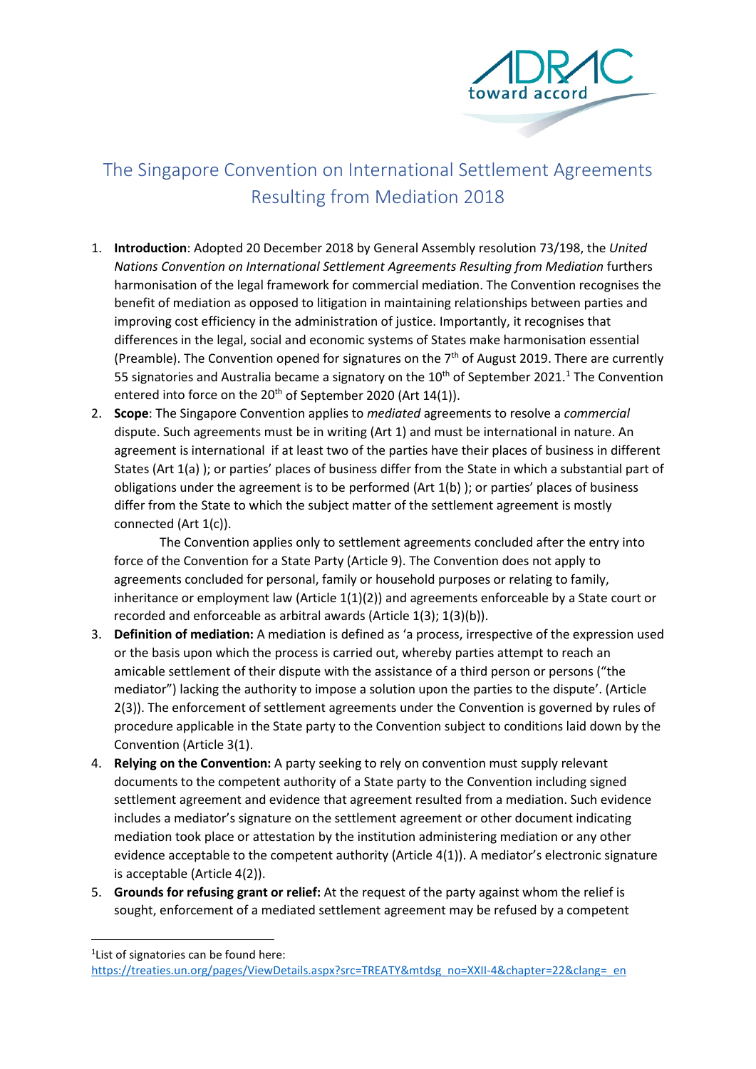# The Singapore Convention on International Settlement Agreements Resulting from Mediation 2018

1. **Introduction**: Adopted 20 December 2018 by General Assembly resolution 73/198, the *United Nations Convention on International Settlement Agreements Resulting from Mediation* furthers harmonisation of the legal framework for commercial mediation. The Convention recognises the benefit of mediation as opposed to litigation in maintaining relationships between parties and improving cost efficiency in the administration of justice. Importantly, it recognises that differences in the legal, social and economic systems of States make harmonisation essential (Preamble). The Convention opened for signatures on the 7th of August 2019. There are currently 55 signatories and Australia became a signatory on the 10th of September 2021.[1] The Convention entered into force on the 20th of September 2020 (Art 14(1)).
2. **Scope**: The Singapore Convention applies to *mediated* agreements to resolve a *commercial* dispute. Such agreements must be in writing (Art 1) and must be international in nature. An agreement is international if at least two of the parties have their places of business in different States (Art 1(a) ); or parties' places of business differ from the State in which a substantial part of obligations under the agreement is to be performed (Art 1(b) ); or parties' places of business differ from the State to which the subject matter of the settlement agreement is mostly connected (Art 1(c)).

   The Convention applies only to settlement agreements concluded after the entry into force of the Convention for a State Party (Article 9). The Convention does not apply to agreements concluded for personal, family or household purposes or relating to family, inheritance or employment law (Article 1(1)(2)) and agreements enforceable by a State court or recorded and enforceable as arbitral awards (Article 1(3); 1(3)(b)).
3. **Definition of mediation:** A mediation is defined as 'a process, irrespective of the expression used or the basis upon which the process is carried out, whereby parties attempt to reach an amicable settlement of their dispute with the assistance of a third person or persons ("the mediator") lacking the authority to impose a solution upon the parties to the dispute'. (Article 2(3)). The enforcement of settlement agreements under the Convention is governed by rules of procedure applicable in the State party to the Convention subject to conditions laid down by the Convention (Article 3(1).
4. **Relying on the Convention:** A party seeking to rely on convention must supply relevant documents to the competent authority of a State party to the Convention including signed settlement agreement and evidence that agreement resulted from a mediation. Such evidence includes a mediator's signature on the settlement agreement or other document indicating mediation took place or attestation by the institution administering mediation or any other evidence acceptable to the competent authority (Article 4(1)). A mediator's electronic signature is acceptable (Article 4(2)).
5. **Grounds for refusing grant or relief:** At the request of the party against whom the relief is sought, enforcement of a mediated settlement agreement may be refused by a competent

---

[1] List of signatories can be found here: https://treaties.un.org/pages/ViewDetails.aspx?src=TREATY&mtdsg_no=XXII-4&chapter=22&clang=_en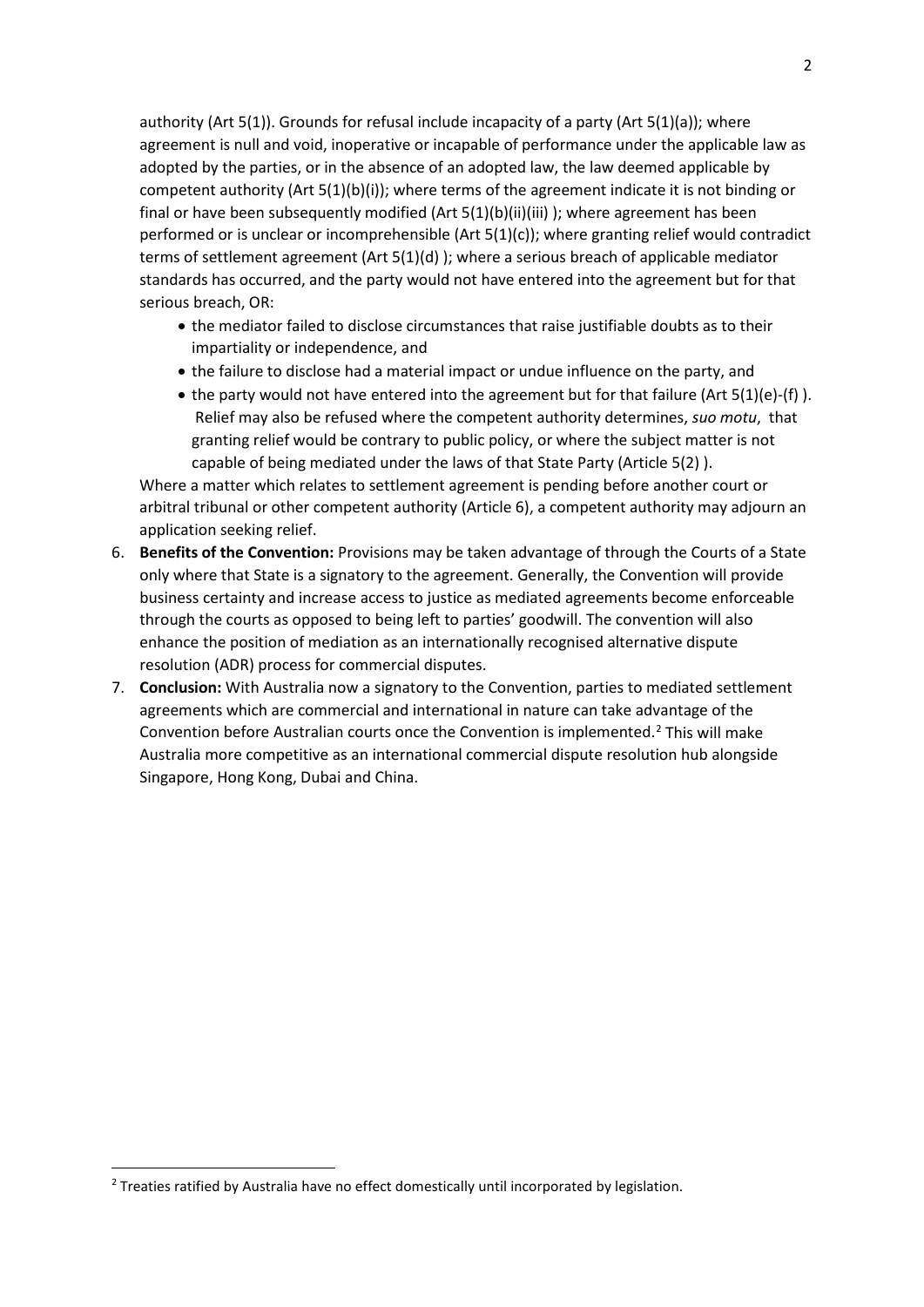authority (Art 5(1)). Grounds for refusal include incapacity of a party (Art 5(1)(a)); where agreement is null and void, inoperative or incapable of performance under the applicable law as adopted by the parties, or in the absence of an adopted law, the law deemed applicable by competent authority (Art 5(1)(b)(i)); where terms of the agreement indicate it is not binding or final or have been subsequently modified (Art 5(1)(b)(ii)(iii) ); where agreement has been performed or is unclear or incomprehensible (Art 5(1)(c)); where granting relief would contradict terms of settlement agreement (Art 5(1)(d) ); where a serious breach of applicable mediator standards has occurred, and the party would not have entered into the agreement but for that serious breach, OR:

- the mediator failed to disclose circumstances that raise justifiable doubts as to their impartiality or independence, and
- the failure to disclose had a material impact or undue influence on the party, and
- the party would not have entered into the agreement but for that failure (Art 5(1)(e)-(f) ). Relief may also be refused where the competent authority determines, *suo motu*, that granting relief would be contrary to public policy, or where the subject matter is not capable of being mediated under the laws of that State Party (Article 5(2) ).

Where a matter which relates to settlement agreement is pending before another court or arbitral tribunal or other competent authority (Article 6), a competent authority may adjourn an application seeking relief.

6. **Benefits of the Convention:** Provisions may be taken advantage of through the Courts of a State only where that State is a signatory to the agreement. Generally, the Convention will provide business certainty and increase access to justice as mediated agreements become enforceable through the courts as opposed to being left to parties' goodwill. The convention will also enhance the position of mediation as an internationally recognised alternative dispute resolution (ADR) process for commercial disputes.
7. **Conclusion:** With Australia now a signatory to the Convention, parties to mediated settlement agreements which are commercial and international in nature can take advantage of the Convention before Australian courts once the Convention is implemented.[2] This will make Australia more competitive as an international commercial dispute resolution hub alongside Singapore, Hong Kong, Dubai and China.

[2] Treaties ratified by Australia have no effect domestically until incorporated by legislation.